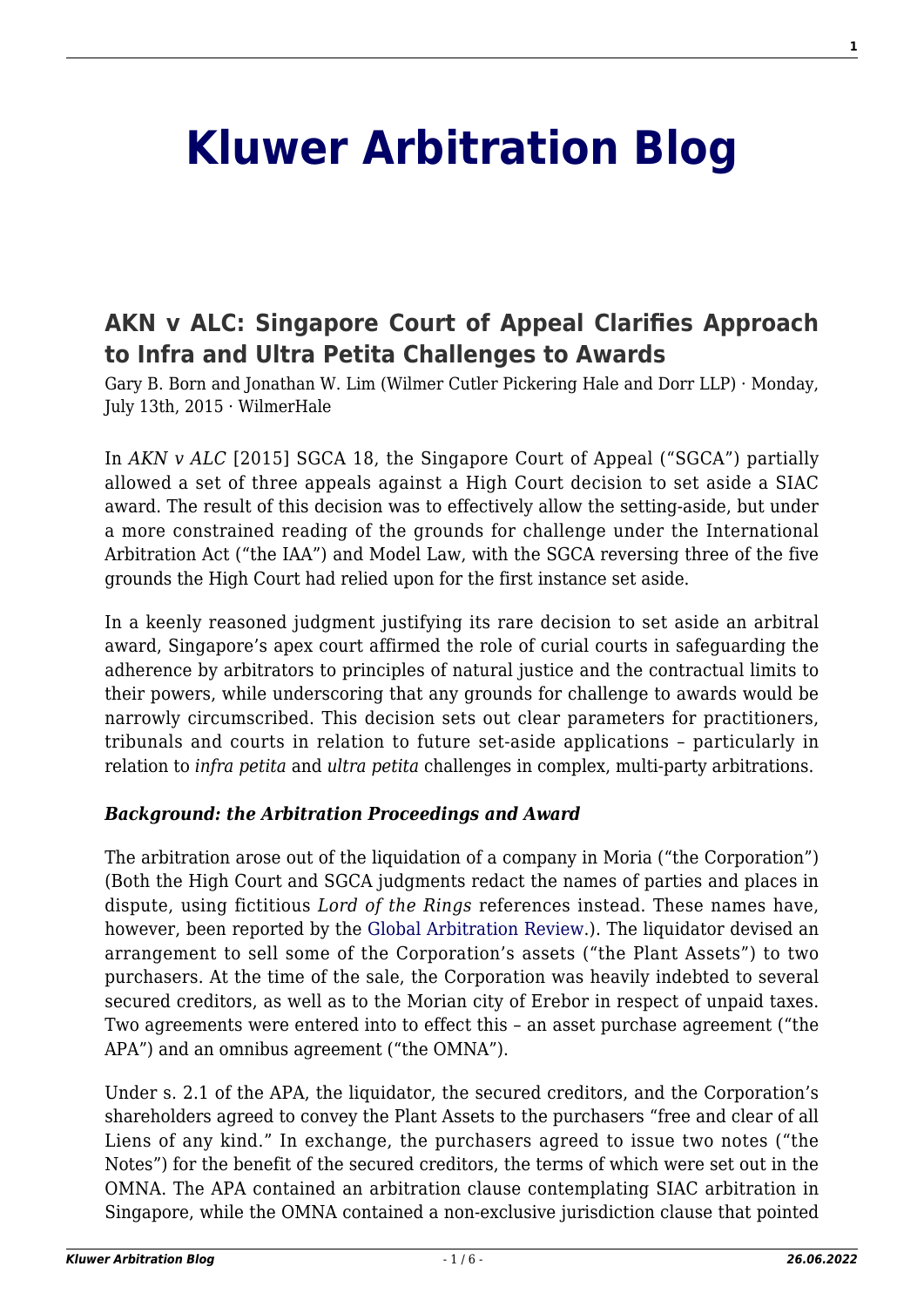# Kluwer Arbitration Blog

## AKN v ALC: Singapore Court of Appeal Clarifies Approach to Infra and Ultra Petita Challenges to Awards

Gary B. Born and Jonathan W. Lim (Wilmer Cutler Pickering Hale and Dorr LLP) · Monday, July 13th, 2015 · WilmerHale

In *AKN v ALC* [2015] SGCA 18, the Singapore Court of Appeal ("SGCA") partially allowed a set of three appeals against a High Court decision to set aside a SIAC award. The result of this decision was to effectively allow the setting-aside, but under a more constrained reading of the grounds for challenge under the International Arbitration Act ("the IAA") and Model Law, with the SGCA reversing three of the five grounds the High Court had relied upon for the first instance set aside.

In a keenly reasoned judgment justifying its rare decision to set aside an arbitral award, Singapore's apex court affirmed the role of curial courts in safeguarding the adherence by arbitrators to principles of natural justice and the contractual limits to their powers, while underscoring that any grounds for challenge to awards would be narrowly circumscribed. This decision sets out clear parameters for practitioners, tribunals and courts in relation to future set-aside applications – particularly in relation to *infra petita* and *ultra petita* challenges in complex, multi-party arbitrations.

### *Background: the Arbitration Proceedings and Award*

The arbitration arose out of the liquidation of a company in Moria ("the Corporation") (Both the High Court and SGCA judgments redact the names of parties and places in dispute, using fictitious *Lord of the Rings* references instead. These names have, however, been reported by the Global Arbitration Review.). The liquidator devised an arrangement to sell some of the Corporation's assets ("the Plant Assets") to two purchasers. At the time of the sale, the Corporation was heavily indebted to several secured creditors, as well as to the Morian city of Erebor in respect of unpaid taxes. Two agreements were entered into to effect this – an asset purchase agreement ("the APA") and an omnibus agreement ("the OMNA").

Under s. 2.1 of the APA, the liquidator, the secured creditors, and the Corporation's shareholders agreed to convey the Plant Assets to the purchasers "free and clear of all Liens of any kind." In exchange, the purchasers agreed to issue two notes ("the Notes") for the benefit of the secured creditors, the terms of which were set out in the OMNA. The APA contained an arbitration clause contemplating SIAC arbitration in Singapore, while the OMNA contained a non-exclusive jurisdiction clause that pointed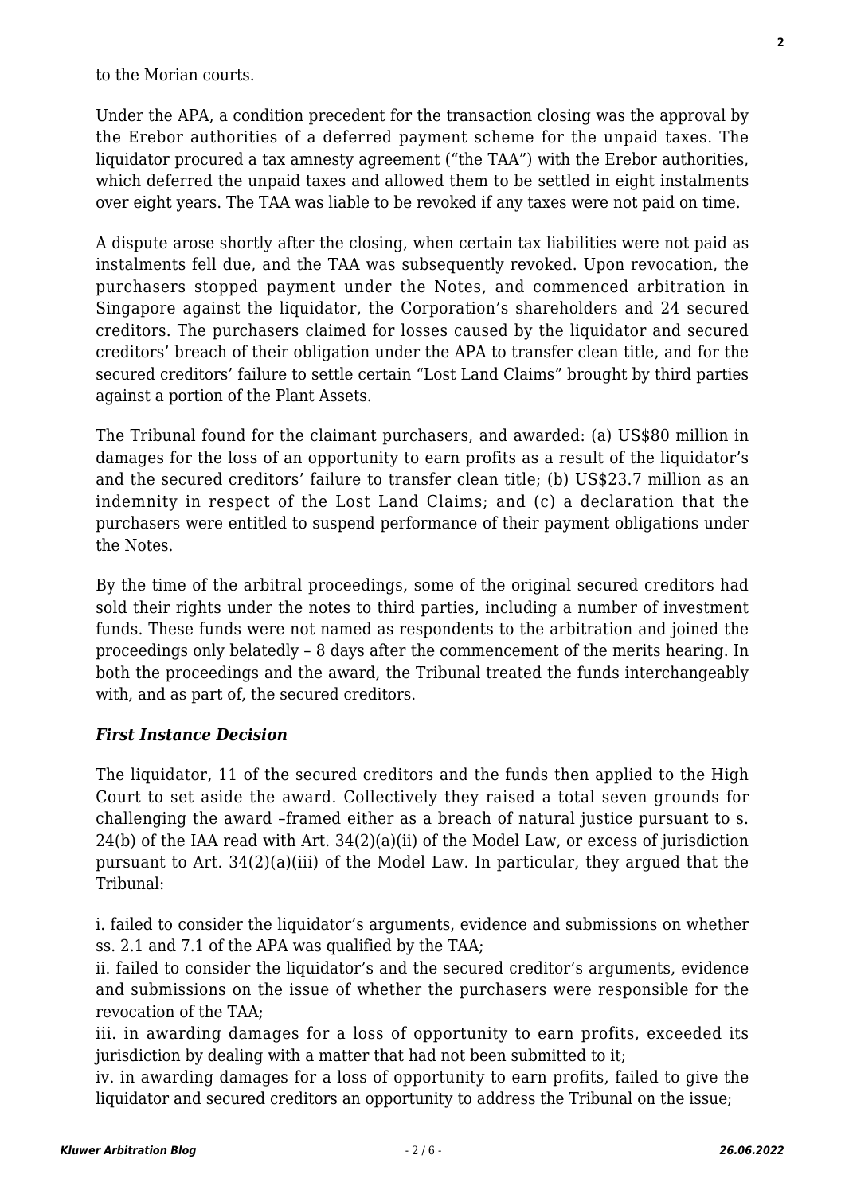to the Morian courts.

Under the APA, a condition precedent for the transaction closing was the approval by the Erebor authorities of a deferred payment scheme for the unpaid taxes. The liquidator procured a tax amnesty agreement ("the TAA") with the Erebor authorities, which deferred the unpaid taxes and allowed them to be settled in eight instalments over eight years. The TAA was liable to be revoked if any taxes were not paid on time.

A dispute arose shortly after the closing, when certain tax liabilities were not paid as instalments fell due, and the TAA was subsequently revoked. Upon revocation, the purchasers stopped payment under the Notes, and commenced arbitration in Singapore against the liquidator, the Corporation's shareholders and 24 secured creditors. The purchasers claimed for losses caused by the liquidator and secured creditors' breach of their obligation under the APA to transfer clean title, and for the secured creditors' failure to settle certain "Lost Land Claims" brought by third parties against a portion of the Plant Assets.

The Tribunal found for the claimant purchasers, and awarded: (a) US$80 million in damages for the loss of an opportunity to earn profits as a result of the liquidator's and the secured creditors' failure to transfer clean title; (b) US$23.7 million as an indemnity in respect of the Lost Land Claims; and (c) a declaration that the purchasers were entitled to suspend performance of their payment obligations under the Notes.

By the time of the arbitral proceedings, some of the original secured creditors had sold their rights under the notes to third parties, including a number of investment funds. These funds were not named as respondents to the arbitration and joined the proceedings only belatedly – 8 days after the commencement of the merits hearing. In both the proceedings and the award, the Tribunal treated the funds interchangeably with, and as part of, the secured creditors.

### ***First Instance Decision***

The liquidator, 11 of the secured creditors and the funds then applied to the High Court to set aside the award. Collectively they raised a total seven grounds for challenging the award –framed either as a breach of natural justice pursuant to s. 24(b) of the IAA read with Art. 34(2)(a)(ii) of the Model Law, or excess of jurisdiction pursuant to Art. 34(2)(a)(iii) of the Model Law. In particular, they argued that the Tribunal:

i. failed to consider the liquidator's arguments, evidence and submissions on whether ss. 2.1 and 7.1 of the APA was qualified by the TAA;
ii. failed to consider the liquidator's and the secured creditor's arguments, evidence and submissions on the issue of whether the purchasers were responsible for the revocation of the TAA;
iii. in awarding damages for a loss of opportunity to earn profits, exceeded its jurisdiction by dealing with a matter that had not been submitted to it;
iv. in awarding damages for a loss of opportunity to earn profits, failed to give the liquidator and secured creditors an opportunity to address the Tribunal on the issue;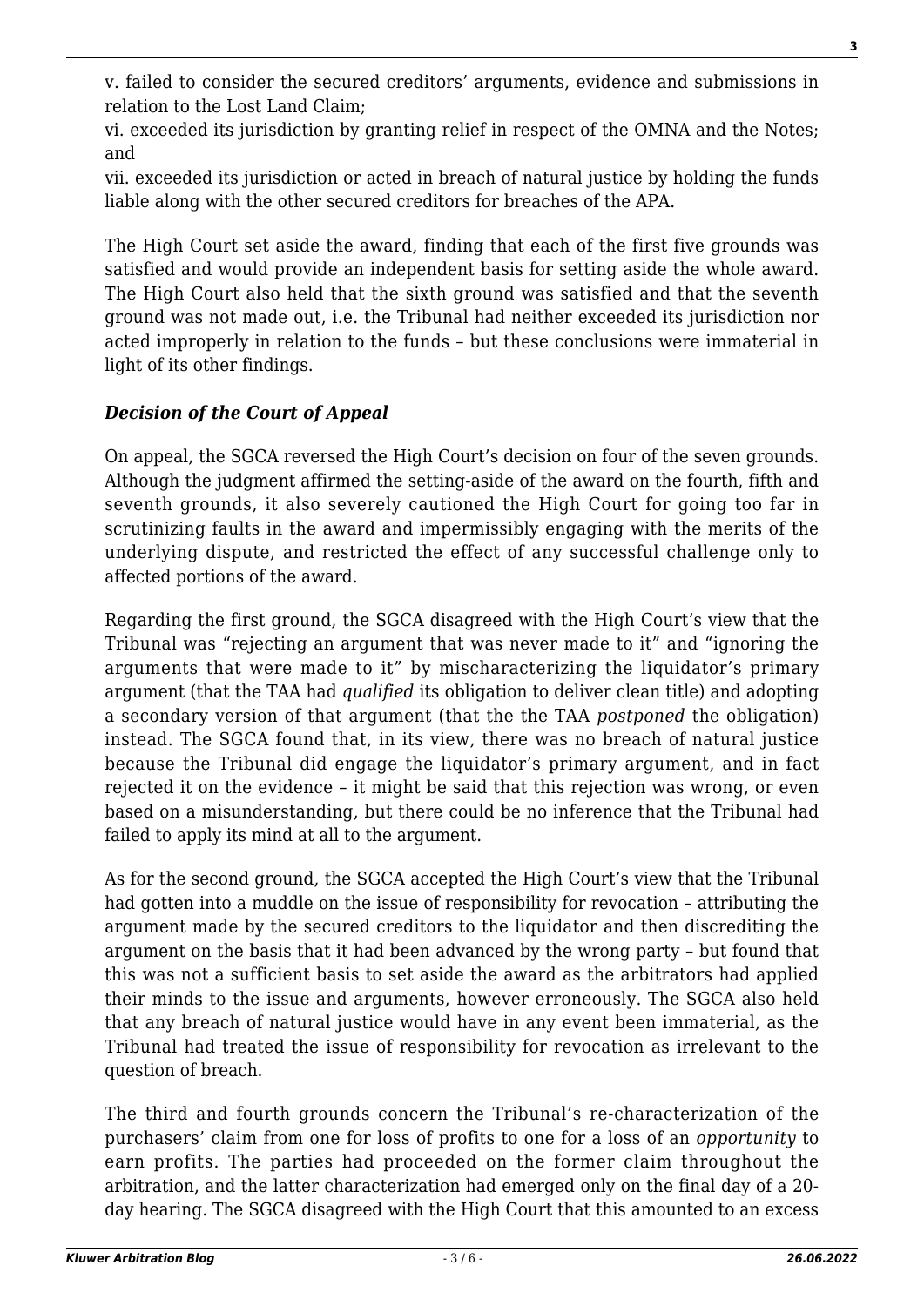v. failed to consider the secured creditors' arguments, evidence and submissions in relation to the Lost Land Claim;

vi. exceeded its jurisdiction by granting relief in respect of the OMNA and the Notes; and

vii. exceeded its jurisdiction or acted in breach of natural justice by holding the funds liable along with the other secured creditors for breaches of the APA.

The High Court set aside the award, finding that each of the first five grounds was satisfied and would provide an independent basis for setting aside the whole award. The High Court also held that the sixth ground was satisfied and that the seventh ground was not made out, i.e. the Tribunal had neither exceeded its jurisdiction nor acted improperly in relation to the funds – but these conclusions were immaterial in light of its other findings.

### *Decision of the Court of Appeal*

On appeal, the SGCA reversed the High Court's decision on four of the seven grounds. Although the judgment affirmed the setting-aside of the award on the fourth, fifth and seventh grounds, it also severely cautioned the High Court for going too far in scrutinizing faults in the award and impermissibly engaging with the merits of the underlying dispute, and restricted the effect of any successful challenge only to affected portions of the award.

Regarding the first ground, the SGCA disagreed with the High Court's view that the Tribunal was "rejecting an argument that was never made to it" and "ignoring the arguments that were made to it" by mischaracterizing the liquidator's primary argument (that the TAA had *qualified* its obligation to deliver clean title) and adopting a secondary version of that argument (that the the TAA *postponed* the obligation) instead. The SGCA found that, in its view, there was no breach of natural justice because the Tribunal did engage the liquidator's primary argument, and in fact rejected it on the evidence – it might be said that this rejection was wrong, or even based on a misunderstanding, but there could be no inference that the Tribunal had failed to apply its mind at all to the argument.

As for the second ground, the SGCA accepted the High Court's view that the Tribunal had gotten into a muddle on the issue of responsibility for revocation – attributing the argument made by the secured creditors to the liquidator and then discrediting the argument on the basis that it had been advanced by the wrong party – but found that this was not a sufficient basis to set aside the award as the arbitrators had applied their minds to the issue and arguments, however erroneously. The SGCA also held that any breach of natural justice would have in any event been immaterial, as the Tribunal had treated the issue of responsibility for revocation as irrelevant to the question of breach.

The third and fourth grounds concern the Tribunal's re-characterization of the purchasers' claim from one for loss of profits to one for a loss of an *opportunity* to earn profits. The parties had proceeded on the former claim throughout the arbitration, and the latter characterization had emerged only on the final day of a 20-day hearing. The SGCA disagreed with the High Court that this amounted to an excess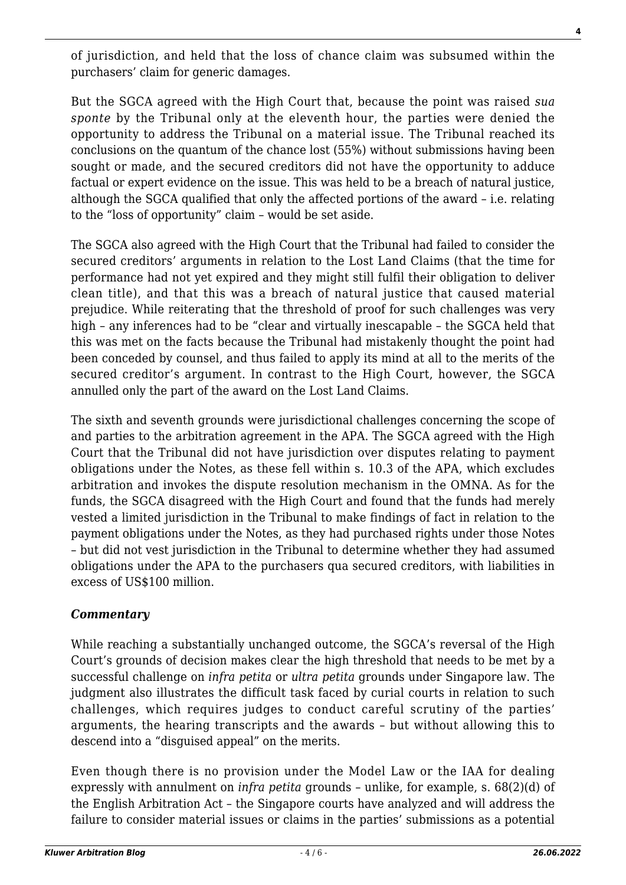of jurisdiction, and held that the loss of chance claim was subsumed within the purchasers' claim for generic damages.

But the SGCA agreed with the High Court that, because the point was raised *sua sponte* by the Tribunal only at the eleventh hour, the parties were denied the opportunity to address the Tribunal on a material issue. The Tribunal reached its conclusions on the quantum of the chance lost (55%) without submissions having been sought or made, and the secured creditors did not have the opportunity to adduce factual or expert evidence on the issue. This was held to be a breach of natural justice, although the SGCA qualified that only the affected portions of the award – i.e. relating to the "loss of opportunity" claim – would be set aside.

The SGCA also agreed with the High Court that the Tribunal had failed to consider the secured creditors' arguments in relation to the Lost Land Claims (that the time for performance had not yet expired and they might still fulfil their obligation to deliver clean title), and that this was a breach of natural justice that caused material prejudice. While reiterating that the threshold of proof for such challenges was very high – any inferences had to be "clear and virtually inescapable – the SGCA held that this was met on the facts because the Tribunal had mistakenly thought the point had been conceded by counsel, and thus failed to apply its mind at all to the merits of the secured creditor's argument. In contrast to the High Court, however, the SGCA annulled only the part of the award on the Lost Land Claims.

The sixth and seventh grounds were jurisdictional challenges concerning the scope of and parties to the arbitration agreement in the APA. The SGCA agreed with the High Court that the Tribunal did not have jurisdiction over disputes relating to payment obligations under the Notes, as these fell within s. 10.3 of the APA, which excludes arbitration and invokes the dispute resolution mechanism in the OMNA. As for the funds, the SGCA disagreed with the High Court and found that the funds had merely vested a limited jurisdiction in the Tribunal to make findings of fact in relation to the payment obligations under the Notes, as they had purchased rights under those Notes – but did not vest jurisdiction in the Tribunal to determine whether they had assumed obligations under the APA to the purchasers qua secured creditors, with liabilities in excess of US$100 million.

### *Commentary*

While reaching a substantially unchanged outcome, the SGCA's reversal of the High Court's grounds of decision makes clear the high threshold that needs to be met by a successful challenge on *infra petita* or *ultra petita* grounds under Singapore law. The judgment also illustrates the difficult task faced by curial courts in relation to such challenges, which requires judges to conduct careful scrutiny of the parties' arguments, the hearing transcripts and the awards – but without allowing this to descend into a "disguised appeal" on the merits.

Even though there is no provision under the Model Law or the IAA for dealing expressly with annulment on *infra petita* grounds – unlike, for example, s. 68(2)(d) of the English Arbitration Act – the Singapore courts have analyzed and will address the failure to consider material issues or claims in the parties' submissions as a potential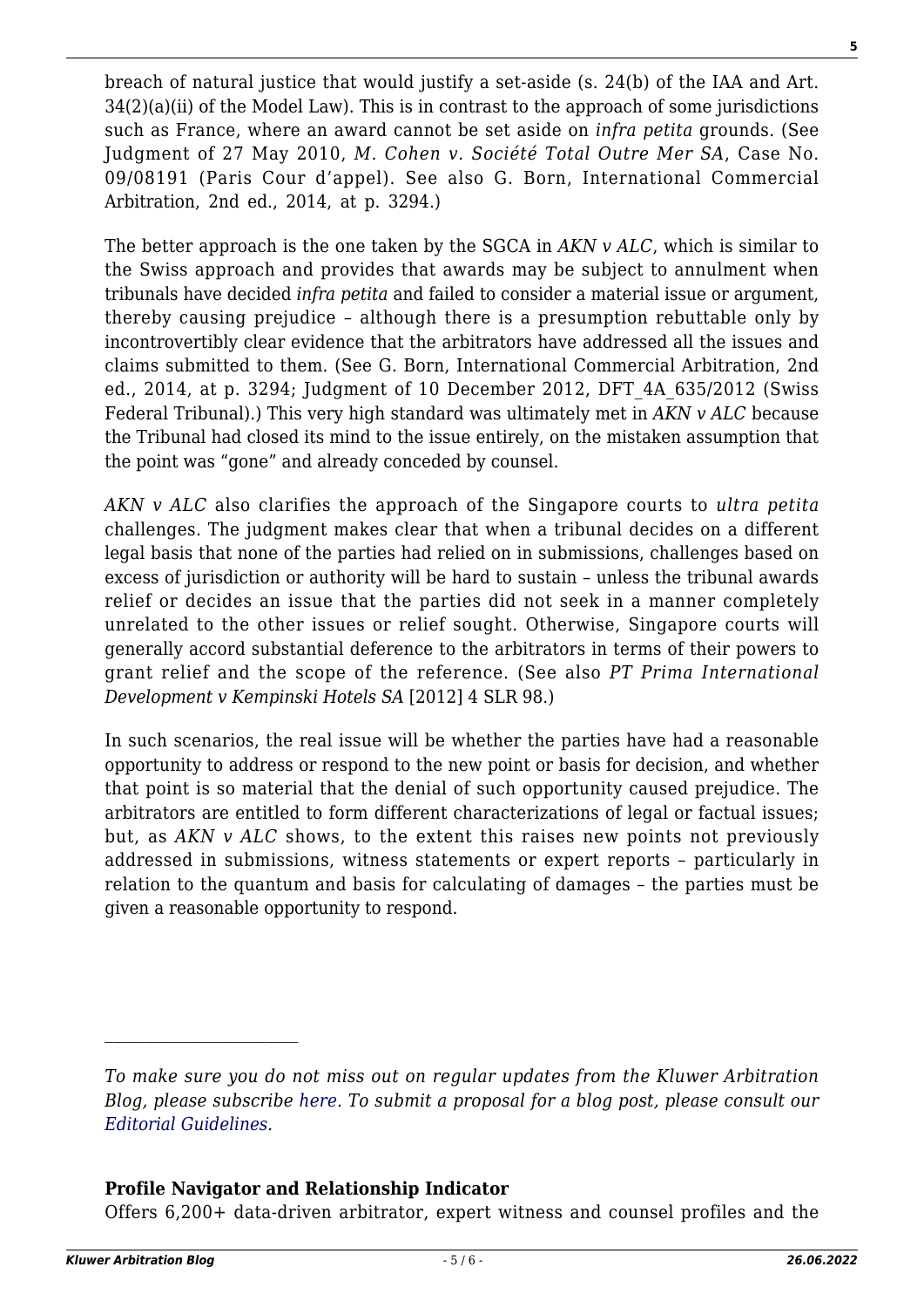breach of natural justice that would justify a set-aside (s. 24(b) of the IAA and Art. 34(2)(a)(ii) of the Model Law). This is in contrast to the approach of some jurisdictions such as France, where an award cannot be set aside on *infra petita* grounds. (See Judgment of 27 May 2010, *M. Cohen v. Société Total Outre Mer SA*, Case No. 09/08191 (Paris Cour d'appel). See also G. Born, International Commercial Arbitration, 2nd ed., 2014, at p. 3294.)

The better approach is the one taken by the SGCA in *AKN v ALC*, which is similar to the Swiss approach and provides that awards may be subject to annulment when tribunals have decided *infra petita* and failed to consider a material issue or argument, thereby causing prejudice – although there is a presumption rebuttable only by incontrovertibly clear evidence that the arbitrators have addressed all the issues and claims submitted to them. (See G. Born, International Commercial Arbitration, 2nd ed., 2014, at p. 3294; Judgment of 10 December 2012, DFT_4A_635/2012 (Swiss Federal Tribunal).) This very high standard was ultimately met in *AKN v ALC* because the Tribunal had closed its mind to the issue entirely, on the mistaken assumption that the point was "gone" and already conceded by counsel.

*AKN v ALC* also clarifies the approach of the Singapore courts to *ultra petita* challenges. The judgment makes clear that when a tribunal decides on a different legal basis that none of the parties had relied on in submissions, challenges based on excess of jurisdiction or authority will be hard to sustain – unless the tribunal awards relief or decides an issue that the parties did not seek in a manner completely unrelated to the other issues or relief sought. Otherwise, Singapore courts will generally accord substantial deference to the arbitrators in terms of their powers to grant relief and the scope of the reference. (See also *PT Prima International Development v Kempinski Hotels SA* [2012] 4 SLR 98.)

In such scenarios, the real issue will be whether the parties have had a reasonable opportunity to address or respond to the new point or basis for decision, and whether that point is so material that the denial of such opportunity caused prejudice. The arbitrators are entitled to form different characterizations of legal or factual issues; but, as *AKN v ALC* shows, to the extent this raises new points not previously addressed in submissions, witness statements or expert reports – particularly in relation to the quantum and basis for calculating of damages – the parties must be given a reasonable opportunity to respond.

---

*To make sure you do not miss out on regular updates from the Kluwer Arbitration Blog, please subscribe here. To submit a proposal for a blog post, please consult our Editorial Guidelines.*

**Profile Navigator and Relationship Indicator**

Offers 6,200+ data-driven arbitrator, expert witness and counsel profiles and the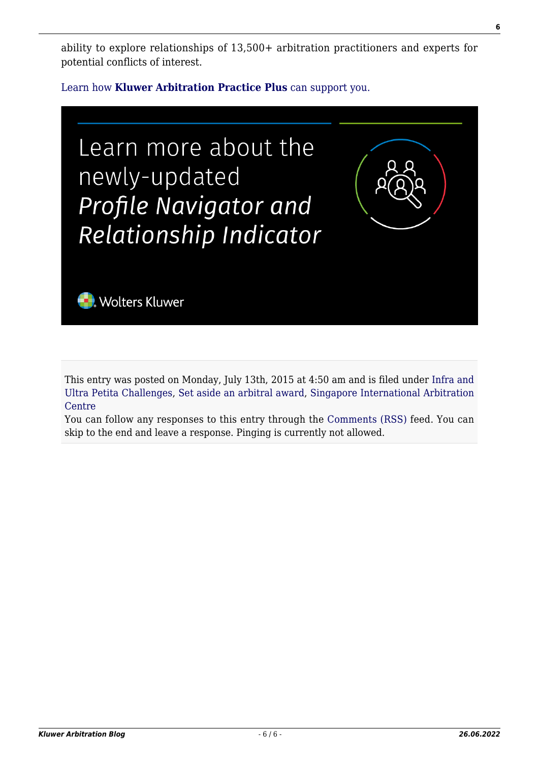ability to explore relationships of 13,500+ arbitration practitioners and experts for potential conflicts of interest.

Learn how **Kluwer Arbitration Practice Plus** can support you.

Learn more about the newly-updated *Profile Navigator and Relationship Indicator*

Wolters Kluwer

This entry was posted on Monday, July 13th, 2015 at 4:50 am and is filed under Infra and Ultra Petita Challenges, Set aside an arbitral award, Singapore International Arbitration Centre
You can follow any responses to this entry through the Comments (RSS) feed. You can skip to the end and leave a response. Pinging is currently not allowed.